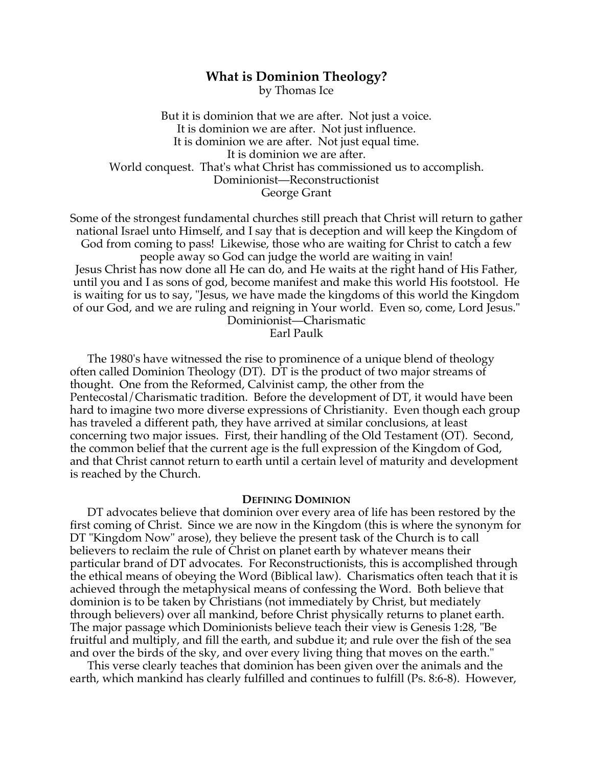## What is Dominion Theology?

by Thomas Ice

But it is dominion that we are after. Not just a voice.
It is dominion we are after. Not just influence.
It is dominion we are after. Not just equal time.
It is dominion we are after.
World conquest. That's what Christ has commissioned us to accomplish.
Dominionist—Reconstructionist
George Grant

Some of the strongest fundamental churches still preach that Christ will return to gather national Israel unto Himself, and I say that is deception and will keep the Kingdom of God from coming to pass! Likewise, those who are waiting for Christ to catch a few people away so God can judge the world are waiting in vain!
Jesus Christ has now done all He can do, and He waits at the right hand of His Father, until you and I as sons of god, become manifest and make this world His footstool. He is waiting for us to say, "Jesus, we have made the kingdoms of this world the Kingdom of our God, and we are ruling and reigning in Your world. Even so, come, Lord Jesus."
Dominionist—Charismatic
Earl Paulk

The 1980's have witnessed the rise to prominence of a unique blend of theology often called Dominion Theology (DT). DT is the product of two major streams of thought. One from the Reformed, Calvinist camp, the other from the Pentecostal/Charismatic tradition. Before the development of DT, it would have been hard to imagine two more diverse expressions of Christianity. Even though each group has traveled a different path, they have arrived at similar conclusions, at least concerning two major issues. First, their handling of the Old Testament (OT). Second, the common belief that the current age is the full expression of the Kingdom of God, and that Christ cannot return to earth until a certain level of maturity and development is reached by the Church.

### Defining Dominion

DT advocates believe that dominion over every area of life has been restored by the first coming of Christ. Since we are now in the Kingdom (this is where the synonym for DT "Kingdom Now" arose), they believe the present task of the Church is to call believers to reclaim the rule of Christ on planet earth by whatever means their particular brand of DT advocates. For Reconstructionists, this is accomplished through the ethical means of obeying the Word (Biblical law). Charismatics often teach that it is achieved through the metaphysical means of confessing the Word. Both believe that dominion is to be taken by Christians (not immediately by Christ, but mediately through believers) over all mankind, before Christ physically returns to planet earth. The major passage which Dominionists believe teach their view is Genesis 1:28, "Be fruitful and multiply, and fill the earth, and subdue it; and rule over the fish of the sea and over the birds of the sky, and over every living thing that moves on the earth."

This verse clearly teaches that dominion has been given over the animals and the earth, which mankind has clearly fulfilled and continues to fulfill (Ps. 8:6-8). However,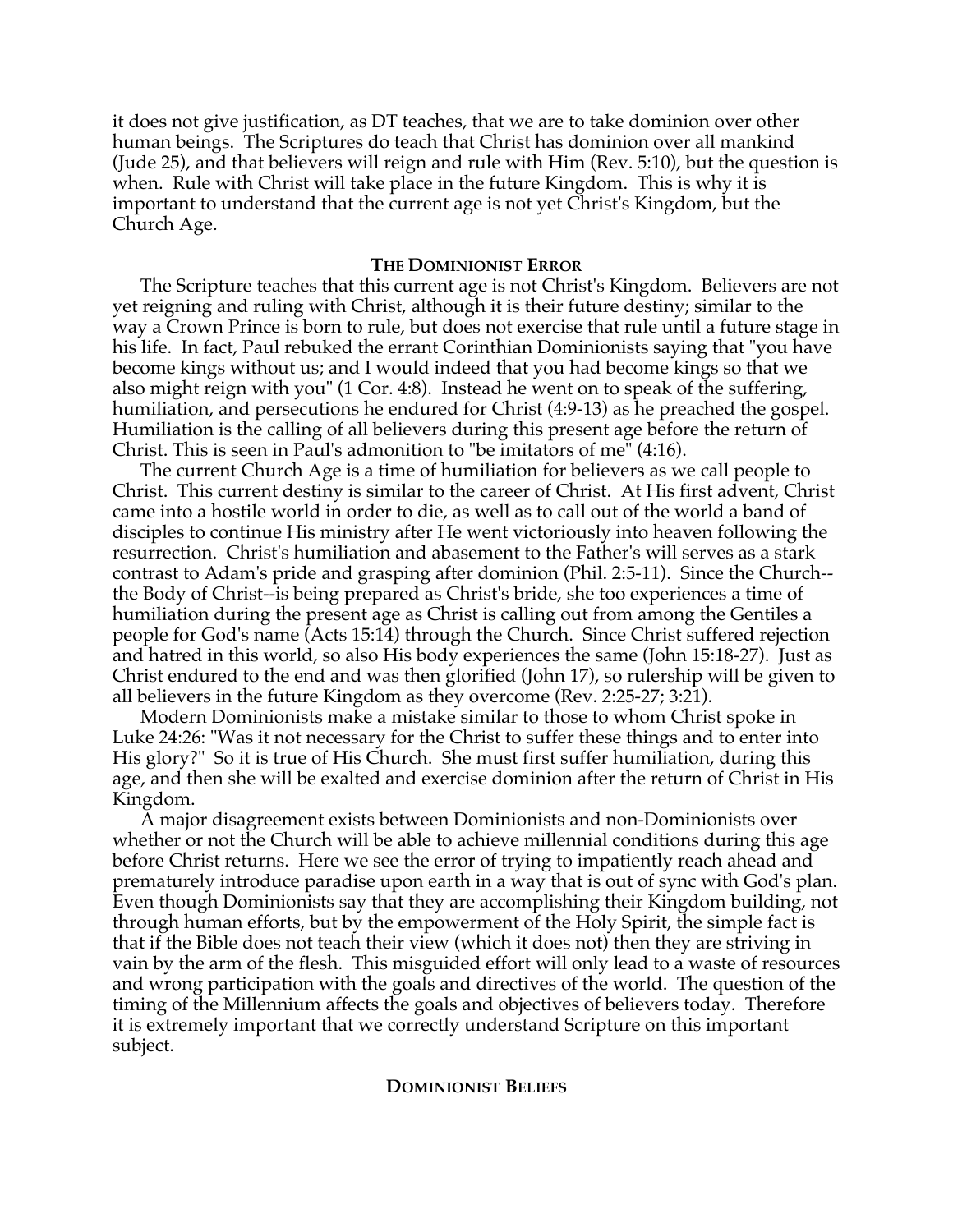it does not give justification, as DT teaches, that we are to take dominion over other human beings. The Scriptures do teach that Christ has dominion over all mankind (Jude 25), and that believers will reign and rule with Him (Rev. 5:10), but the question is when. Rule with Christ will take place in the future Kingdom. This is why it is important to understand that the current age is not yet Christ's Kingdom, but the Church Age.

## THE DOMINIONIST ERROR

The Scripture teaches that this current age is not Christ's Kingdom. Believers are not yet reigning and ruling with Christ, although it is their future destiny; similar to the way a Crown Prince is born to rule, but does not exercise that rule until a future stage in his life. In fact, Paul rebuked the errant Corinthian Dominionists saying that "you have become kings without us; and I would indeed that you had become kings so that we also might reign with you" (1 Cor. 4:8). Instead he went on to speak of the suffering, humiliation, and persecutions he endured for Christ (4:9-13) as he preached the gospel. Humiliation is the calling of all believers during this present age before the return of Christ. This is seen in Paul's admonition to "be imitators of me" (4:16).

The current Church Age is a time of humiliation for believers as we call people to Christ. This current destiny is similar to the career of Christ. At His first advent, Christ came into a hostile world in order to die, as well as to call out of the world a band of disciples to continue His ministry after He went victoriously into heaven following the resurrection. Christ's humiliation and abasement to the Father's will serves as a stark contrast to Adam's pride and grasping after dominion (Phil. 2:5-11). Since the Church--the Body of Christ--is being prepared as Christ's bride, she too experiences a time of humiliation during the present age as Christ is calling out from among the Gentiles a people for God's name (Acts 15:14) through the Church. Since Christ suffered rejection and hatred in this world, so also His body experiences the same (John 15:18-27). Just as Christ endured to the end and was then glorified (John 17), so rulership will be given to all believers in the future Kingdom as they overcome (Rev. 2:25-27; 3:21).

Modern Dominionists make a mistake similar to those to whom Christ spoke in Luke 24:26: "Was it not necessary for the Christ to suffer these things and to enter into His glory?" So it is true of His Church. She must first suffer humiliation, during this age, and then she will be exalted and exercise dominion after the return of Christ in His Kingdom.

A major disagreement exists between Dominionists and non-Dominionists over whether or not the Church will be able to achieve millennial conditions during this age before Christ returns. Here we see the error of trying to impatiently reach ahead and prematurely introduce paradise upon earth in a way that is out of sync with God's plan. Even though Dominionists say that they are accomplishing their Kingdom building, not through human efforts, but by the empowerment of the Holy Spirit, the simple fact is that if the Bible does not teach their view (which it does not) then they are striving in vain by the arm of the flesh. This misguided effort will only lead to a waste of resources and wrong participation with the goals and directives of the world. The question of the timing of the Millennium affects the goals and objectives of believers today. Therefore it is extremely important that we correctly understand Scripture on this important subject.

## DOMINIONIST BELIEFS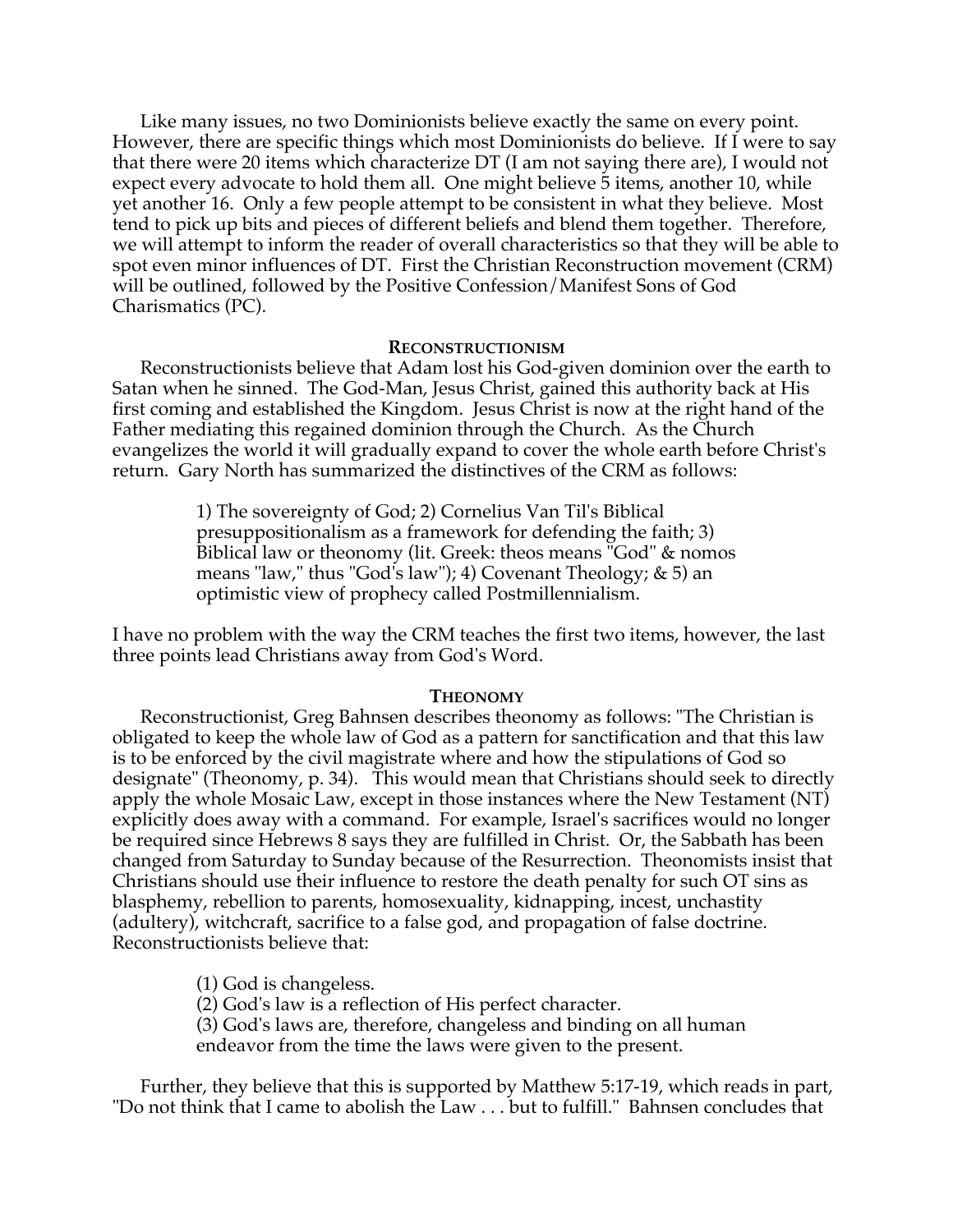Like many issues, no two Dominionists believe exactly the same on every point. However, there are specific things which most Dominionists do believe. If I were to say that there were 20 items which characterize DT (I am not saying there are), I would not expect every advocate to hold them all. One might believe 5 items, another 10, while yet another 16. Only a few people attempt to be consistent in what they believe. Most tend to pick up bits and pieces of different beliefs and blend them together. Therefore, we will attempt to inform the reader of overall characteristics so that they will be able to spot even minor influences of DT. First the Christian Reconstruction movement (CRM) will be outlined, followed by the Positive Confession/Manifest Sons of God Charismatics (PC).

### RECONSTRUCTIONISM

Reconstructionists believe that Adam lost his God-given dominion over the earth to Satan when he sinned. The God-Man, Jesus Christ, gained this authority back at His first coming and established the Kingdom. Jesus Christ is now at the right hand of the Father mediating this regained dominion through the Church. As the Church evangelizes the world it will gradually expand to cover the whole earth before Christ's return. Gary North has summarized the distinctives of the CRM as follows:

> 1) The sovereignty of God; 2) Cornelius Van Til's Biblical presuppositionalism as a framework for defending the faith; 3) Biblical law or theonomy (lit. Greek: theos means "God" & nomos means "law," thus "God's law"); 4) Covenant Theology; & 5) an optimistic view of prophecy called Postmillennialism.

I have no problem with the way the CRM teaches the first two items, however, the last three points lead Christians away from God's Word.

### THEONOMY

Reconstructionist, Greg Bahnsen describes theonomy as follows: "The Christian is obligated to keep the whole law of God as a pattern for sanctification and that this law is to be enforced by the civil magistrate where and how the stipulations of God so designate" (Theonomy, p. 34). This would mean that Christians should seek to directly apply the whole Mosaic Law, except in those instances where the New Testament (NT) explicitly does away with a command. For example, Israel's sacrifices would no longer be required since Hebrews 8 says they are fulfilled in Christ. Or, the Sabbath has been changed from Saturday to Sunday because of the Resurrection. Theonomists insist that Christians should use their influence to restore the death penalty for such OT sins as blasphemy, rebellion to parents, homosexuality, kidnapping, incest, unchastity (adultery), witchcraft, sacrifice to a false god, and propagation of false doctrine. Reconstructionists believe that:

> (1) God is changeless.
> (2) God's law is a reflection of His perfect character.
> (3) God's laws are, therefore, changeless and binding on all human endeavor from the time the laws were given to the present.

Further, they believe that this is supported by Matthew 5:17-19, which reads in part, "Do not think that I came to abolish the Law . . . but to fulfill." Bahnsen concludes that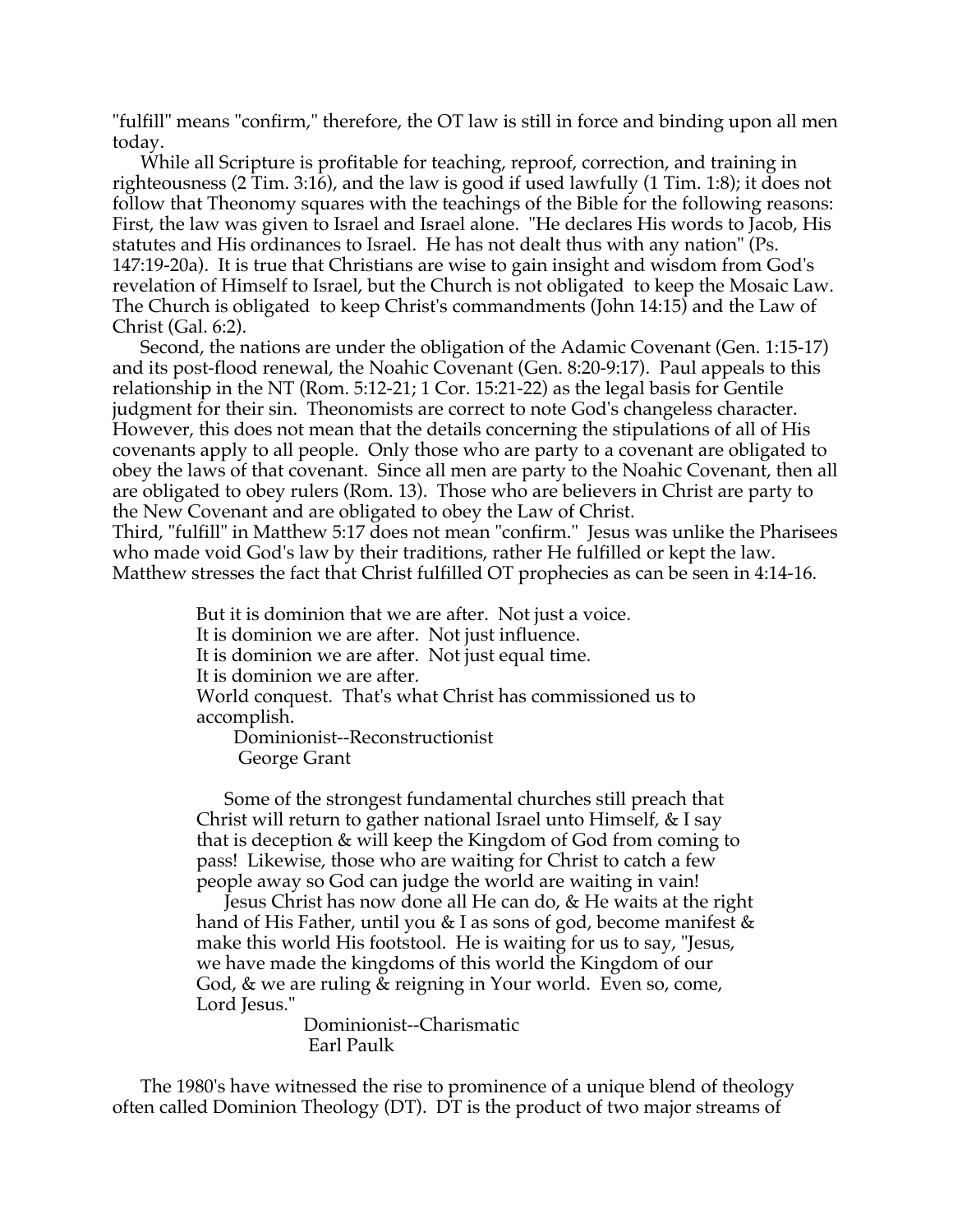"fulfill" means "confirm," therefore, the OT law is still in force and binding upon all men today.

While all Scripture is profitable for teaching, reproof, correction, and training in righteousness (2 Tim. 3:16), and the law is good if used lawfully (1 Tim. 1:8); it does not follow that Theonomy squares with the teachings of the Bible for the following reasons: First, the law was given to Israel and Israel alone. "He declares His words to Jacob, His statutes and His ordinances to Israel. He has not dealt thus with any nation" (Ps. 147:19-20a). It is true that Christians are wise to gain insight and wisdom from God's revelation of Himself to Israel, but the Church is not obligated to keep the Mosaic Law. The Church is obligated to keep Christ's commandments (John 14:15) and the Law of Christ (Gal. 6:2).

Second, the nations are under the obligation of the Adamic Covenant (Gen. 1:15-17) and its post-flood renewal, the Noahic Covenant (Gen. 8:20-9:17). Paul appeals to this relationship in the NT (Rom. 5:12-21; 1 Cor. 15:21-22) as the legal basis for Gentile judgment for their sin. Theonomists are correct to note God's changeless character. However, this does not mean that the details concerning the stipulations of all of His covenants apply to all people. Only those who are party to a covenant are obligated to obey the laws of that covenant. Since all men are party to the Noahic Covenant, then all are obligated to obey rulers (Rom. 13). Those who are believers in Christ are party to the New Covenant and are obligated to obey the Law of Christ.

Third, "fulfill" in Matthew 5:17 does not mean "confirm." Jesus was unlike the Pharisees who made void God's law by their traditions, rather He fulfilled or kept the law. Matthew stresses the fact that Christ fulfilled OT prophecies as can be seen in 4:14-16.

> But it is dominion that we are after. Not just a voice.
> It is dominion we are after. Not just influence.
> It is dominion we are after. Not just equal time.
> It is dominion we are after.
> World conquest. That's what Christ has commissioned us to accomplish.
>
> Dominionist--Reconstructionist
> George Grant

> Some of the strongest fundamental churches still preach that Christ will return to gather national Israel unto Himself, & I say that is deception & will keep the Kingdom of God from coming to pass! Likewise, those who are waiting for Christ to catch a few people away so God can judge the world are waiting in vain!
>
> Jesus Christ has now done all He can do, & He waits at the right hand of His Father, until you & I as sons of god, become manifest & make this world His footstool. He is waiting for us to say, "Jesus, we have made the kingdoms of this world the Kingdom of our God, & we are ruling & reigning in Your world. Even so, come, Lord Jesus."
>
> Dominionist--Charismatic
> Earl Paulk

The 1980's have witnessed the rise to prominence of a unique blend of theology often called Dominion Theology (DT). DT is the product of two major streams of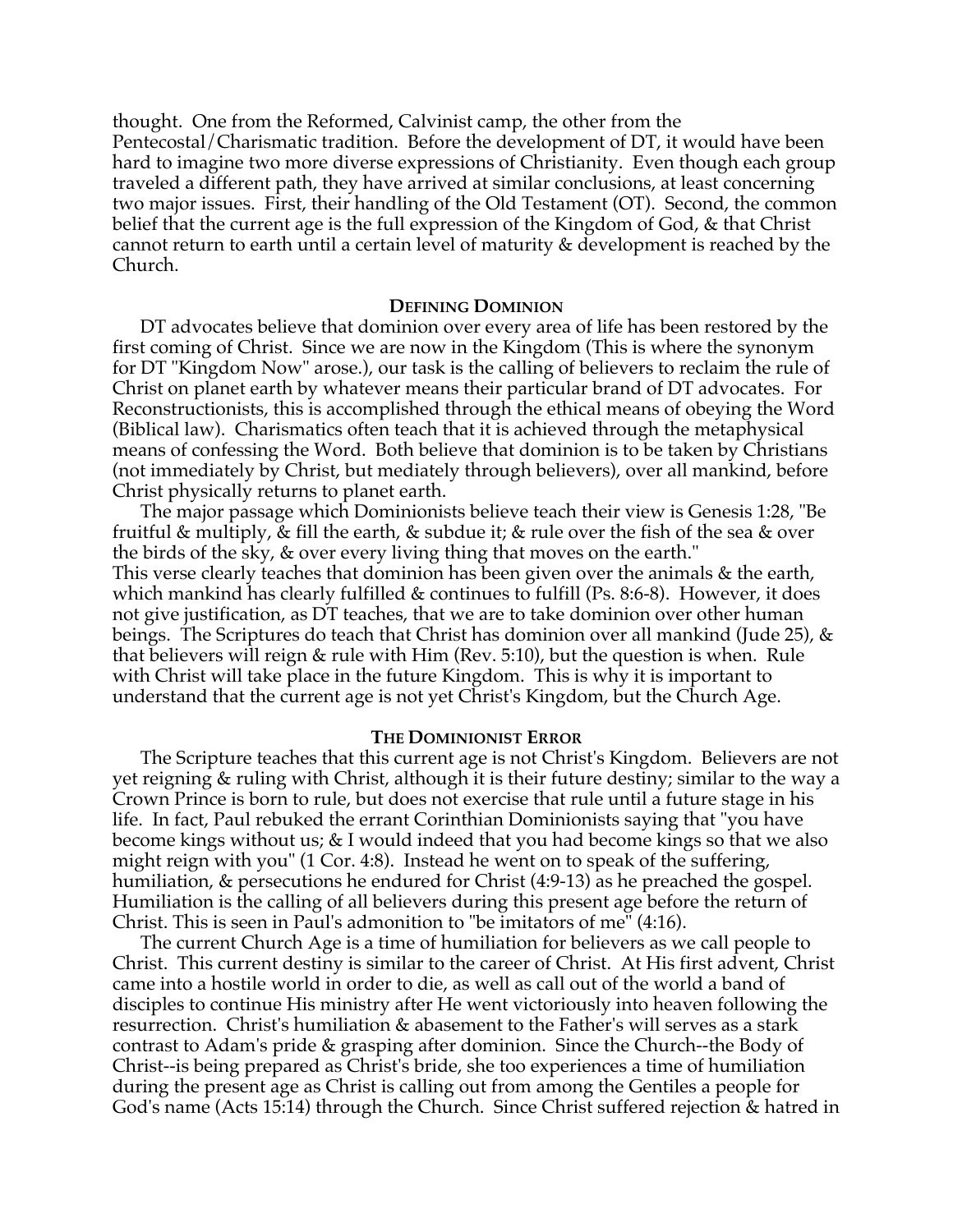thought. One from the Reformed, Calvinist camp, the other from the Pentecostal/Charismatic tradition. Before the development of DT, it would have been hard to imagine two more diverse expressions of Christianity. Even though each group traveled a different path, they have arrived at similar conclusions, at least concerning two major issues. First, their handling of the Old Testament (OT). Second, the common belief that the current age is the full expression of the Kingdom of God, & that Christ cannot return to earth until a certain level of maturity & development is reached by the Church.

### DEFINING DOMINION

DT advocates believe that dominion over every area of life has been restored by the first coming of Christ. Since we are now in the Kingdom (This is where the synonym for DT "Kingdom Now" arose.), our task is the calling of believers to reclaim the rule of Christ on planet earth by whatever means their particular brand of DT advocates. For Reconstructionists, this is accomplished through the ethical means of obeying the Word (Biblical law). Charismatics often teach that it is achieved through the metaphysical means of confessing the Word. Both believe that dominion is to be taken by Christians (not immediately by Christ, but mediately through believers), over all mankind, before Christ physically returns to planet earth.

The major passage which Dominionists believe teach their view is Genesis 1:28, "Be fruitful & multiply, & fill the earth, & subdue it; & rule over the fish of the sea & over the birds of the sky, & over every living thing that moves on the earth."
This verse clearly teaches that dominion has been given over the animals & the earth, which mankind has clearly fulfilled & continues to fulfill (Ps. 8:6-8). However, it does not give justification, as DT teaches, that we are to take dominion over other human beings. The Scriptures do teach that Christ has dominion over all mankind (Jude 25), & that believers will reign & rule with Him (Rev. 5:10), but the question is when. Rule with Christ will take place in the future Kingdom. This is why it is important to understand that the current age is not yet Christ's Kingdom, but the Church Age.

### THE DOMINIONIST ERROR

The Scripture teaches that this current age is not Christ's Kingdom. Believers are not yet reigning & ruling with Christ, although it is their future destiny; similar to the way a Crown Prince is born to rule, but does not exercise that rule until a future stage in his life. In fact, Paul rebuked the errant Corinthian Dominionists saying that "you have become kings without us; & I would indeed that you had become kings so that we also might reign with you" (1 Cor. 4:8). Instead he went on to speak of the suffering, humiliation, & persecutions he endured for Christ (4:9-13) as he preached the gospel. Humiliation is the calling of all believers during this present age before the return of Christ. This is seen in Paul's admonition to "be imitators of me" (4:16).

The current Church Age is a time of humiliation for believers as we call people to Christ. This current destiny is similar to the career of Christ. At His first advent, Christ came into a hostile world in order to die, as well as call out of the world a band of disciples to continue His ministry after He went victoriously into heaven following the resurrection. Christ's humiliation & abasement to the Father's will serves as a stark contrast to Adam's pride & grasping after dominion. Since the Church--the Body of Christ--is being prepared as Christ's bride, she too experiences a time of humiliation during the present age as Christ is calling out from among the Gentiles a people for God's name (Acts 15:14) through the Church. Since Christ suffered rejection & hatred in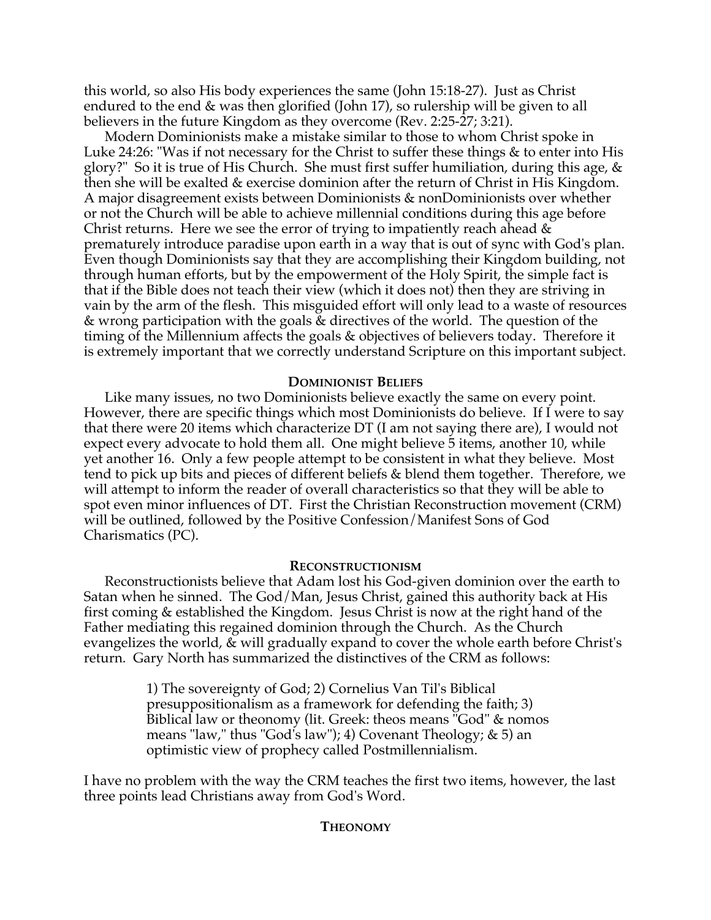this world, so also His body experiences the same (John 15:18-27). Just as Christ endured to the end & was then glorified (John 17), so rulership will be given to all believers in the future Kingdom as they overcome (Rev. 2:25-27; 3:21).

Modern Dominionists make a mistake similar to those to whom Christ spoke in Luke 24:26: "Was if not necessary for the Christ to suffer these things & to enter into His glory?" So it is true of His Church. She must first suffer humiliation, during this age, & then she will be exalted & exercise dominion after the return of Christ in His Kingdom. A major disagreement exists between Dominionists & nonDominionists over whether or not the Church will be able to achieve millennial conditions during this age before Christ returns. Here we see the error of trying to impatiently reach ahead & prematurely introduce paradise upon earth in a way that is out of sync with God's plan. Even though Dominionists say that they are accomplishing their Kingdom building, not through human efforts, but by the empowerment of the Holy Spirit, the simple fact is that if the Bible does not teach their view (which it does not) then they are striving in vain by the arm of the flesh. This misguided effort will only lead to a waste of resources & wrong participation with the goals & directives of the world. The question of the timing of the Millennium affects the goals & objectives of believers today. Therefore it is extremely important that we correctly understand Scripture on this important subject.

## Dominionist Beliefs

Like many issues, no two Dominionists believe exactly the same on every point. However, there are specific things which most Dominionists do believe. If I were to say that there were 20 items which characterize DT (I am not saying there are), I would not expect every advocate to hold them all. One might believe 5 items, another 10, while yet another 16. Only a few people attempt to be consistent in what they believe. Most tend to pick up bits and pieces of different beliefs & blend them together. Therefore, we will attempt to inform the reader of overall characteristics so that they will be able to spot even minor influences of DT. First the Christian Reconstruction movement (CRM) will be outlined, followed by the Positive Confession/Manifest Sons of God Charismatics (PC).

## Reconstructionism

Reconstructionists believe that Adam lost his God-given dominion over the earth to Satan when he sinned. The God/Man, Jesus Christ, gained this authority back at His first coming & established the Kingdom. Jesus Christ is now at the right hand of the Father mediating this regained dominion through the Church. As the Church evangelizes the world, & will gradually expand to cover the whole earth before Christ's return. Gary North has summarized the distinctives of the CRM as follows:

> 1) The sovereignty of God; 2) Cornelius Van Til's Biblical presuppositionalism as a framework for defending the faith; 3) Biblical law or theonomy (lit. Greek: theos means "God" & nomos means "law," thus "God's law"); 4) Covenant Theology; & 5) an optimistic view of prophecy called Postmillennialism.

I have no problem with the way the CRM teaches the first two items, however, the last three points lead Christians away from God's Word.

## Theonomy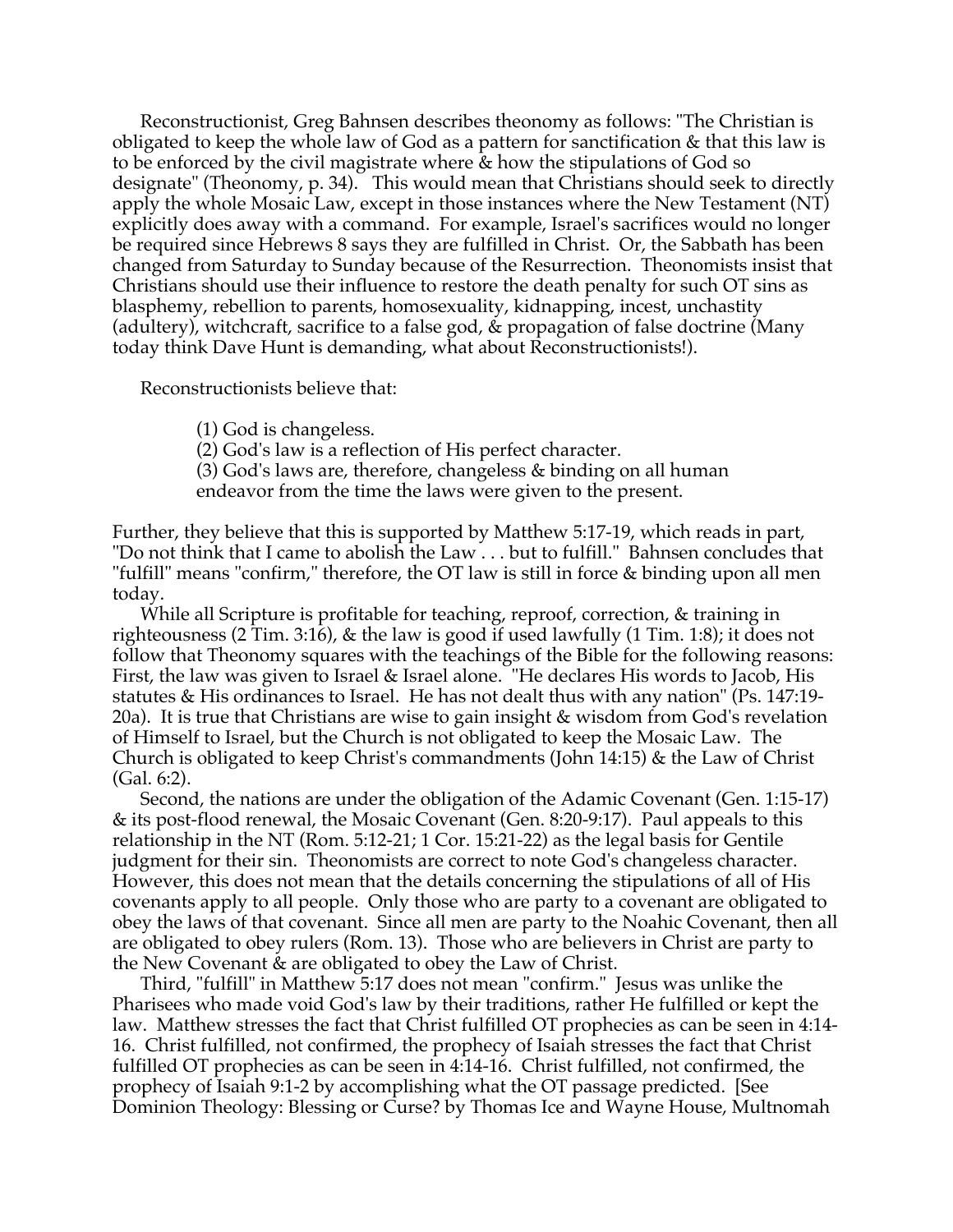Reconstructionist, Greg Bahnsen describes theonomy as follows: "The Christian is obligated to keep the whole law of God as a pattern for sanctification & that this law is to be enforced by the civil magistrate where & how the stipulations of God so designate" (Theonomy, p. 34). This would mean that Christians should seek to directly apply the whole Mosaic Law, except in those instances where the New Testament (NT) explicitly does away with a command. For example, Israel's sacrifices would no longer be required since Hebrews 8 says they are fulfilled in Christ. Or, the Sabbath has been changed from Saturday to Sunday because of the Resurrection. Theonomists insist that Christians should use their influence to restore the death penalty for such OT sins as blasphemy, rebellion to parents, homosexuality, kidnapping, incest, unchastity (adultery), witchcraft, sacrifice to a false god, & propagation of false doctrine (Many today think Dave Hunt is demanding, what about Reconstructionists!).

Reconstructionists believe that:

> (1) God is changeless.
> (2) God's law is a reflection of His perfect character.
> (3) God's laws are, therefore, changeless & binding on all human endeavor from the time the laws were given to the present.

Further, they believe that this is supported by Matthew 5:17-19, which reads in part, "Do not think that I came to abolish the Law . . . but to fulfill." Bahnsen concludes that "fulfill" means "confirm," therefore, the OT law is still in force & binding upon all men today.

While all Scripture is profitable for teaching, reproof, correction, & training in righteousness (2 Tim. 3:16), & the law is good if used lawfully (1 Tim. 1:8); it does not follow that Theonomy squares with the teachings of the Bible for the following reasons: First, the law was given to Israel & Israel alone. "He declares His words to Jacob, His statutes & His ordinances to Israel. He has not dealt thus with any nation" (Ps. 147:19-20a). It is true that Christians are wise to gain insight & wisdom from God's revelation of Himself to Israel, but the Church is not obligated to keep the Mosaic Law. The Church is obligated to keep Christ's commandments (John 14:15) & the Law of Christ (Gal. 6:2).

Second, the nations are under the obligation of the Adamic Covenant (Gen. 1:15-17) & its post-flood renewal, the Mosaic Covenant (Gen. 8:20-9:17). Paul appeals to this relationship in the NT (Rom. 5:12-21; 1 Cor. 15:21-22) as the legal basis for Gentile judgment for their sin. Theonomists are correct to note God's changeless character. However, this does not mean that the details concerning the stipulations of all of His covenants apply to all people. Only those who are party to a covenant are obligated to obey the laws of that covenant. Since all men are party to the Noahic Covenant, then all are obligated to obey rulers (Rom. 13). Those who are believers in Christ are party to the New Covenant & are obligated to obey the Law of Christ.

Third, "fulfill" in Matthew 5:17 does not mean "confirm." Jesus was unlike the Pharisees who made void God's law by their traditions, rather He fulfilled or kept the law. Matthew stresses the fact that Christ fulfilled OT prophecies as can be seen in 4:14-16. Christ fulfilled, not confirmed, the prophecy of Isaiah stresses the fact that Christ fulfilled OT prophecies as can be seen in 4:14-16. Christ fulfilled, not confirmed, the prophecy of Isaiah 9:1-2 by accomplishing what the OT passage predicted. [See Dominion Theology: Blessing or Curse? by Thomas Ice and Wayne House, Multnomah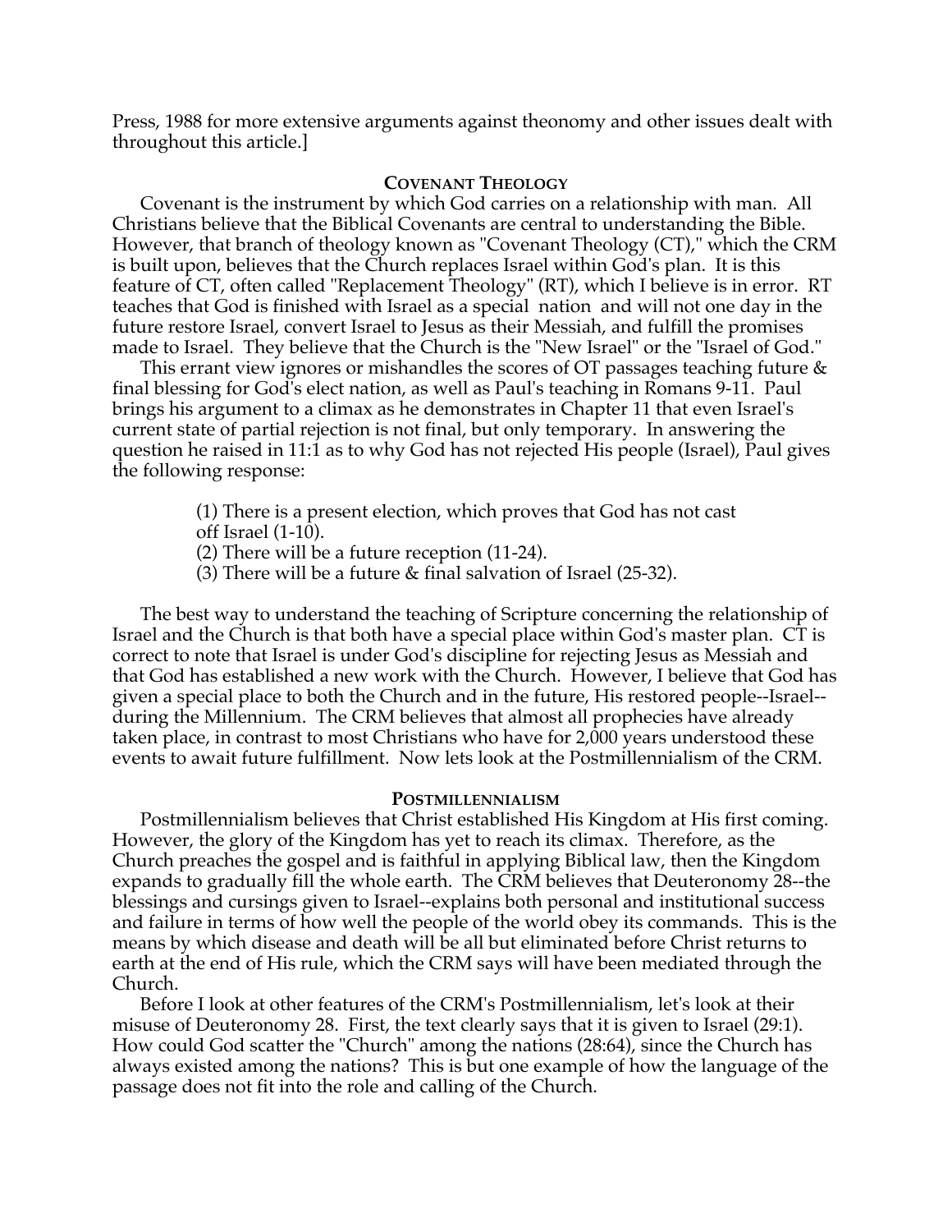Press, 1988 for more extensive arguments against theonomy and other issues dealt with throughout this article.]

## COVENANT THEOLOGY

Covenant is the instrument by which God carries on a relationship with man. All Christians believe that the Biblical Covenants are central to understanding the Bible. However, that branch of theology known as "Covenant Theology (CT)," which the CRM is built upon, believes that the Church replaces Israel within God's plan. It is this feature of CT, often called "Replacement Theology" (RT), which I believe is in error. RT teaches that God is finished with Israel as a special nation and will not one day in the future restore Israel, convert Israel to Jesus as their Messiah, and fulfill the promises made to Israel. They believe that the Church is the "New Israel" or the "Israel of God."

This errant view ignores or mishandles the scores of OT passages teaching future & final blessing for God's elect nation, as well as Paul's teaching in Romans 9-11. Paul brings his argument to a climax as he demonstrates in Chapter 11 that even Israel's current state of partial rejection is not final, but only temporary. In answering the question he raised in 11:1 as to why God has not rejected His people (Israel), Paul gives the following response:

> (1) There is a present election, which proves that God has not cast off Israel (1-10).
> (2) There will be a future reception (11-24).
> (3) There will be a future & final salvation of Israel (25-32).

The best way to understand the teaching of Scripture concerning the relationship of Israel and the Church is that both have a special place within God's master plan. CT is correct to note that Israel is under God's discipline for rejecting Jesus as Messiah and that God has established a new work with the Church. However, I believe that God has given a special place to both the Church and in the future, His restored people--Israel--during the Millennium. The CRM believes that almost all prophecies have already taken place, in contrast to most Christians who have for 2,000 years understood these events to await future fulfillment. Now lets look at the Postmillennialism of the CRM.

## POSTMILLENNIALISM

Postmillennialism believes that Christ established His Kingdom at His first coming. However, the glory of the Kingdom has yet to reach its climax. Therefore, as the Church preaches the gospel and is faithful in applying Biblical law, then the Kingdom expands to gradually fill the whole earth. The CRM believes that Deuteronomy 28--the blessings and cursings given to Israel--explains both personal and institutional success and failure in terms of how well the people of the world obey its commands. This is the means by which disease and death will be all but eliminated before Christ returns to earth at the end of His rule, which the CRM says will have been mediated through the Church.

Before I look at other features of the CRM's Postmillennialism, let's look at their misuse of Deuteronomy 28. First, the text clearly says that it is given to Israel (29:1). How could God scatter the "Church" among the nations (28:64), since the Church has always existed among the nations? This is but one example of how the language of the passage does not fit into the role and calling of the Church.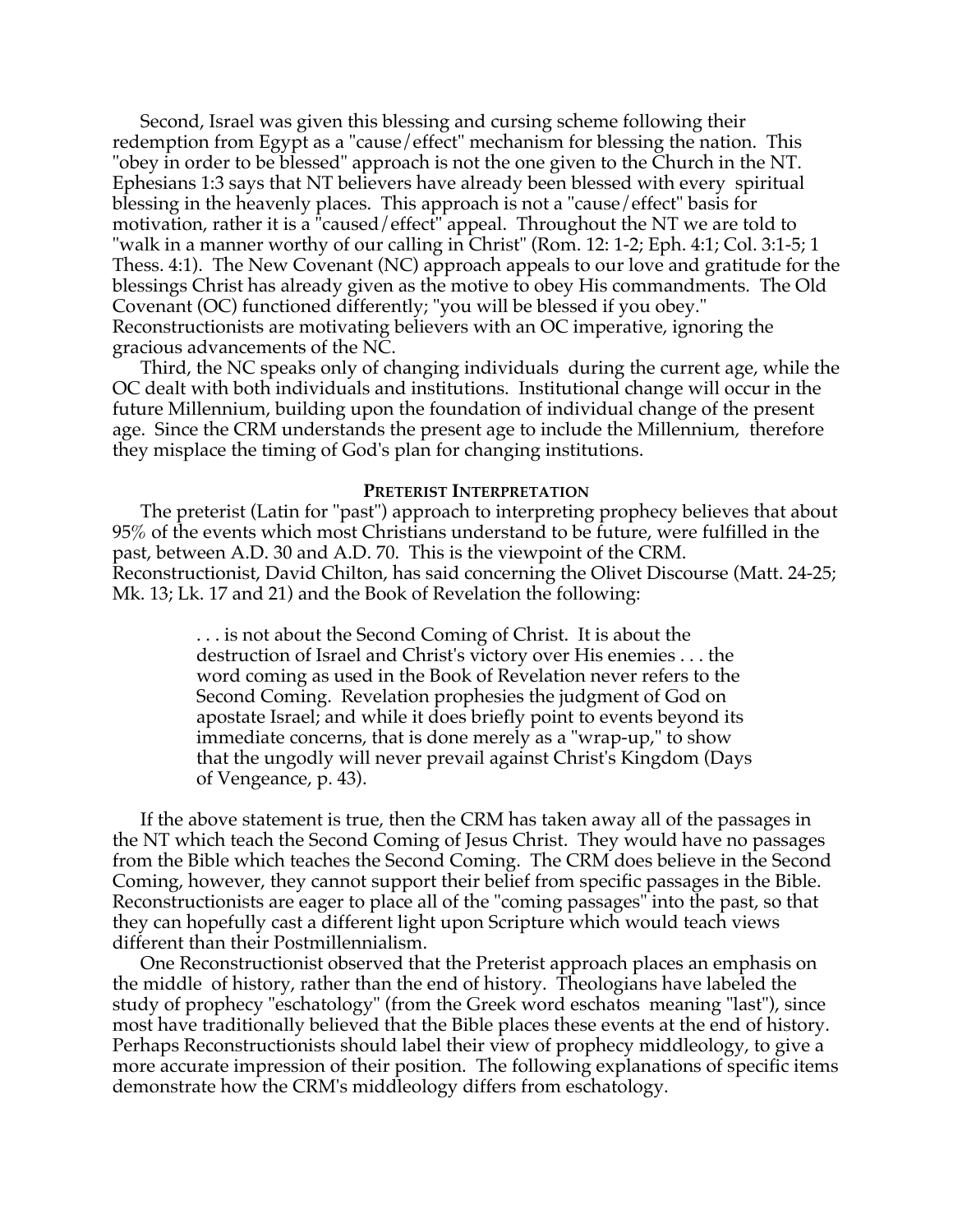Second, Israel was given this blessing and cursing scheme following their redemption from Egypt as a "cause/effect" mechanism for blessing the nation. This "obey in order to be blessed" approach is not the one given to the Church in the NT. Ephesians 1:3 says that NT believers have already been blessed with every spiritual blessing in the heavenly places. This approach is not a "cause/effect" basis for motivation, rather it is a "caused/effect" appeal. Throughout the NT we are told to "walk in a manner worthy of our calling in Christ" (Rom. 12: 1-2; Eph. 4:1; Col. 3:1-5; 1 Thess. 4:1). The New Covenant (NC) approach appeals to our love and gratitude for the blessings Christ has already given as the motive to obey His commandments. The Old Covenant (OC) functioned differently; "you will be blessed if you obey." Reconstructionists are motivating believers with an OC imperative, ignoring the gracious advancements of the NC.

Third, the NC speaks only of changing individuals during the current age, while the OC dealt with both individuals and institutions. Institutional change will occur in the future Millennium, building upon the foundation of individual change of the present age. Since the CRM understands the present age to include the Millennium, therefore they misplace the timing of God's plan for changing institutions.

### Preterist Interpretation

The preterist (Latin for "past") approach to interpreting prophecy believes that about 95% of the events which most Christians understand to be future, were fulfilled in the past, between A.D. 30 and A.D. 70. This is the viewpoint of the CRM. Reconstructionist, David Chilton, has said concerning the Olivet Discourse (Matt. 24-25; Mk. 13; Lk. 17 and 21) and the Book of Revelation the following:

> . . . is not about the Second Coming of Christ. It is about the destruction of Israel and Christ's victory over His enemies . . . the word coming as used in the Book of Revelation never refers to the Second Coming. Revelation prophesies the judgment of God on apostate Israel; and while it does briefly point to events beyond its immediate concerns, that is done merely as a "wrap-up," to show that the ungodly will never prevail against Christ's Kingdom (Days of Vengeance, p. 43).

If the above statement is true, then the CRM has taken away all of the passages in the NT which teach the Second Coming of Jesus Christ. They would have no passages from the Bible which teaches the Second Coming. The CRM does believe in the Second Coming, however, they cannot support their belief from specific passages in the Bible. Reconstructionists are eager to place all of the "coming passages" into the past, so that they can hopefully cast a different light upon Scripture which would teach views different than their Postmillennialism.

One Reconstructionist observed that the Preterist approach places an emphasis on the middle of history, rather than the end of history. Theologians have labeled the study of prophecy "eschatology" (from the Greek word eschatos meaning "last"), since most have traditionally believed that the Bible places these events at the end of history. Perhaps Reconstructionists should label their view of prophecy middleology, to give a more accurate impression of their position. The following explanations of specific items demonstrate how the CRM's middleology differs from eschatology.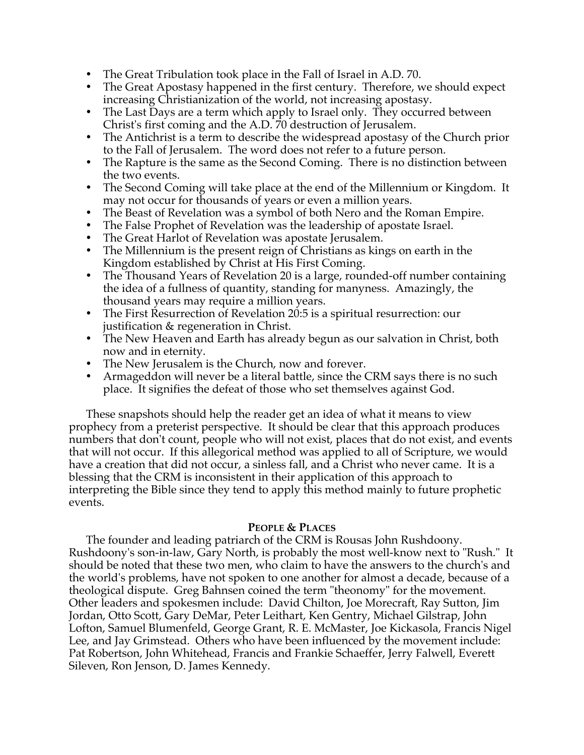- The Great Tribulation took place in the Fall of Israel in A.D. 70.
- The Great Apostasy happened in the first century. Therefore, we should expect increasing Christianization of the world, not increasing apostasy.
- The Last Days are a term which apply to Israel only. They occurred between Christ's first coming and the A.D. 70 destruction of Jerusalem.
- The Antichrist is a term to describe the widespread apostasy of the Church prior to the Fall of Jerusalem. The word does not refer to a future person.
- The Rapture is the same as the Second Coming. There is no distinction between the two events.
- The Second Coming will take place at the end of the Millennium or Kingdom. It may not occur for thousands of years or even a million years.
- The Beast of Revelation was a symbol of both Nero and the Roman Empire.
- The False Prophet of Revelation was the leadership of apostate Israel.
- The Great Harlot of Revelation was apostate Jerusalem.
- The Millennium is the present reign of Christians as kings on earth in the Kingdom established by Christ at His First Coming.
- The Thousand Years of Revelation 20 is a large, rounded-off number containing the idea of a fullness of quantity, standing for manyness. Amazingly, the thousand years may require a million years.
- The First Resurrection of Revelation 20:5 is a spiritual resurrection: our justification & regeneration in Christ.
- The New Heaven and Earth has already begun as our salvation in Christ, both now and in eternity.
- The New Jerusalem is the Church, now and forever.
- Armageddon will never be a literal battle, since the CRM says there is no such place. It signifies the defeat of those who set themselves against God.

These snapshots should help the reader get an idea of what it means to view prophecy from a preterist perspective. It should be clear that this approach produces numbers that don't count, people who will not exist, places that do not exist, and events that will not occur. If this allegorical method was applied to all of Scripture, we would have a creation that did not occur, a sinless fall, and a Christ who never came. It is a blessing that the CRM is inconsistent in their application of this approach to interpreting the Bible since they tend to apply this method mainly to future prophetic events.

### PEOPLE & PLACES

The founder and leading patriarch of the CRM is Rousas John Rushdoony. Rushdoony's son-in-law, Gary North, is probably the most well-know next to "Rush." It should be noted that these two men, who claim to have the answers to the church's and the world's problems, have not spoken to one another for almost a decade, because of a theological dispute. Greg Bahnsen coined the term "theonomy" for the movement. Other leaders and spokesmen include: David Chilton, Joe Morecraft, Ray Sutton, Jim Jordan, Otto Scott, Gary DeMar, Peter Leithart, Ken Gentry, Michael Gilstrap, John Lofton, Samuel Blumenfeld, George Grant, R. E. McMaster, Joe Kickasola, Francis Nigel Lee, and Jay Grimstead. Others who have been influenced by the movement include: Pat Robertson, John Whitehead, Francis and Frankie Schaeffer, Jerry Falwell, Everett Sileven, Ron Jenson, D. James Kennedy.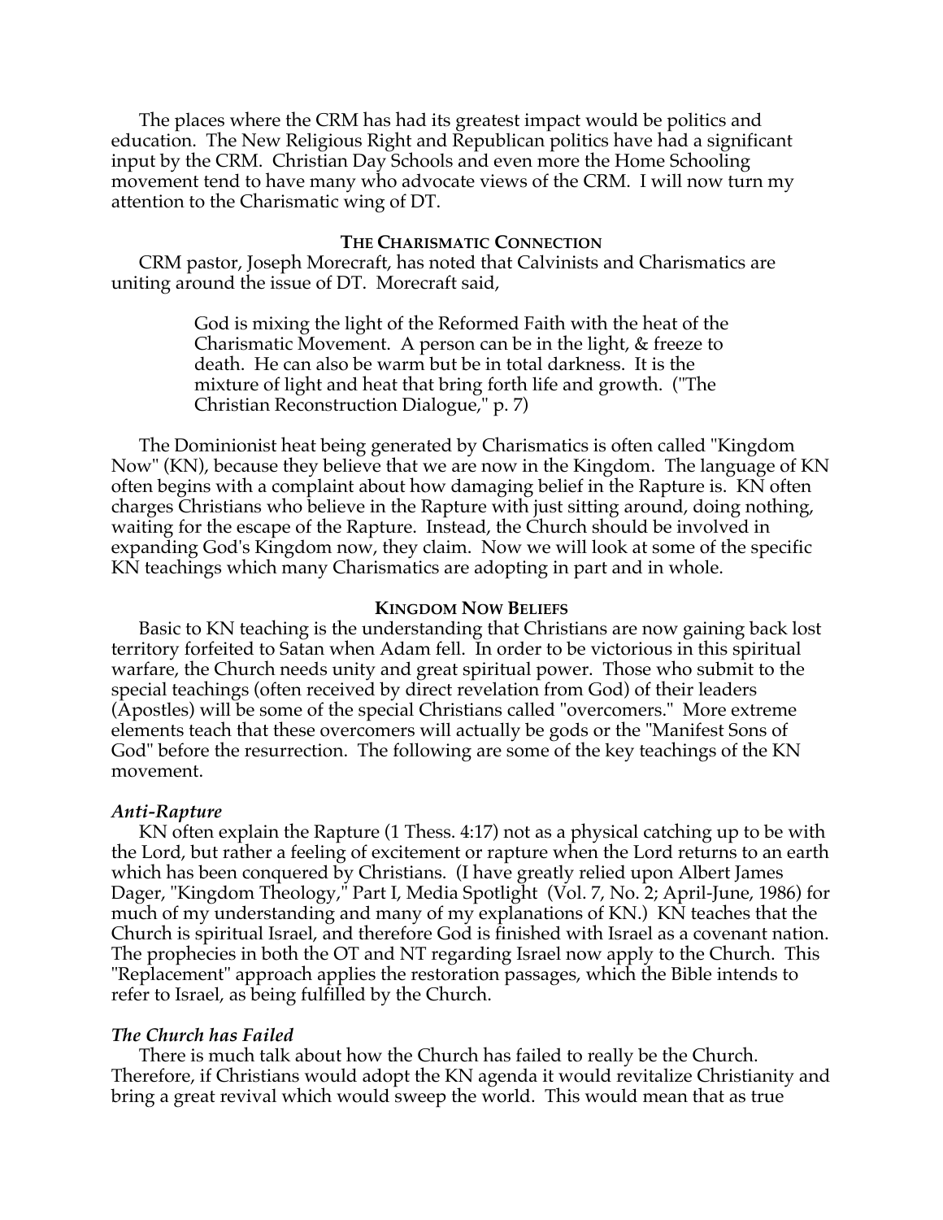The places where the CRM has had its greatest impact would be politics and education. The New Religious Right and Republican politics have had a significant input by the CRM. Christian Day Schools and even more the Home Schooling movement tend to have many who advocate views of the CRM. I will now turn my attention to the Charismatic wing of DT.

### THE CHARISMATIC CONNECTION

CRM pastor, Joseph Morecraft, has noted that Calvinists and Charismatics are uniting around the issue of DT. Morecraft said,

> God is mixing the light of the Reformed Faith with the heat of the Charismatic Movement. A person can be in the light, & freeze to death. He can also be warm but be in total darkness. It is the mixture of light and heat that bring forth life and growth. ("The Christian Reconstruction Dialogue," p. 7)

The Dominionist heat being generated by Charismatics is often called "Kingdom Now" (KN), because they believe that we are now in the Kingdom. The language of KN often begins with a complaint about how damaging belief in the Rapture is. KN often charges Christians who believe in the Rapture with just sitting around, doing nothing, waiting for the escape of the Rapture. Instead, the Church should be involved in expanding God's Kingdom now, they claim. Now we will look at some of the specific KN teachings which many Charismatics are adopting in part and in whole.

### KINGDOM NOW BELIEFS

Basic to KN teaching is the understanding that Christians are now gaining back lost territory forfeited to Satan when Adam fell. In order to be victorious in this spiritual warfare, the Church needs unity and great spiritual power. Those who submit to the special teachings (often received by direct revelation from God) of their leaders (Apostles) will be some of the special Christians called "overcomers." More extreme elements teach that these overcomers will actually be gods or the "Manifest Sons of God" before the resurrection. The following are some of the key teachings of the KN movement.

#### *Anti-Rapture*

KN often explain the Rapture (1 Thess. 4:17) not as a physical catching up to be with the Lord, but rather a feeling of excitement or rapture when the Lord returns to an earth which has been conquered by Christians. (I have greatly relied upon Albert James Dager, "Kingdom Theology," Part I, Media Spotlight (Vol. 7, No. 2; April-June, 1986) for much of my understanding and many of my explanations of KN.) KN teaches that the Church is spiritual Israel, and therefore God is finished with Israel as a covenant nation. The prophecies in both the OT and NT regarding Israel now apply to the Church. This "Replacement" approach applies the restoration passages, which the Bible intends to refer to Israel, as being fulfilled by the Church.

#### *The Church has Failed*

There is much talk about how the Church has failed to really be the Church. Therefore, if Christians would adopt the KN agenda it would revitalize Christianity and bring a great revival which would sweep the world. This would mean that as true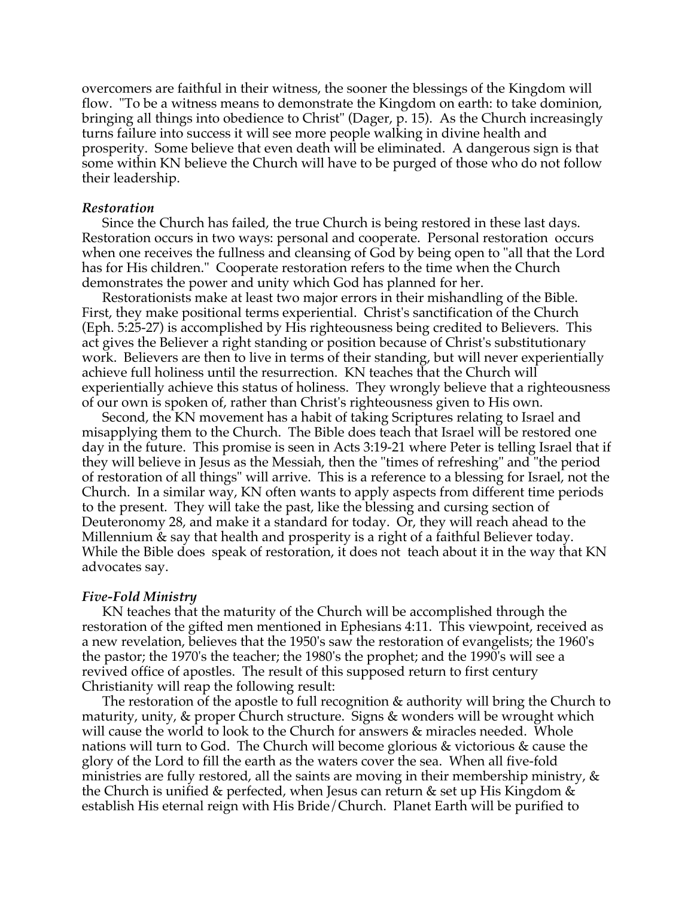overcomers are faithful in their witness, the sooner the blessings of the Kingdom will flow. "To be a witness means to demonstrate the Kingdom on earth: to take dominion, bringing all things into obedience to Christ" (Dager, p. 15). As the Church increasingly turns failure into success it will see more people walking in divine health and prosperity. Some believe that even death will be eliminated. A dangerous sign is that some within KN believe the Church will have to be purged of those who do not follow their leadership.

***Restoration***

Since the Church has failed, the true Church is being restored in these last days. Restoration occurs in two ways: personal and cooperate. Personal restoration occurs when one receives the fullness and cleansing of God by being open to "all that the Lord has for His children." Cooperate restoration refers to the time when the Church demonstrates the power and unity which God has planned for her.

Restorationists make at least two major errors in their mishandling of the Bible. First, they make positional terms experiential. Christ's sanctification of the Church (Eph. 5:25-27) is accomplished by His righteousness being credited to Believers. This act gives the Believer a right standing or position because of Christ's substitutionary work. Believers are then to live in terms of their standing, but will never experientially achieve full holiness until the resurrection. KN teaches that the Church will experientially achieve this status of holiness. They wrongly believe that a righteousness of our own is spoken of, rather than Christ's righteousness given to His own.

Second, the KN movement has a habit of taking Scriptures relating to Israel and misapplying them to the Church. The Bible does teach that Israel will be restored one day in the future. This promise is seen in Acts 3:19-21 where Peter is telling Israel that if they will believe in Jesus as the Messiah, then the "times of refreshing" and "the period of restoration of all things" will arrive. This is a reference to a blessing for Israel, not the Church. In a similar way, KN often wants to apply aspects from different time periods to the present. They will take the past, like the blessing and cursing section of Deuteronomy 28, and make it a standard for today. Or, they will reach ahead to the Millennium & say that health and prosperity is a right of a faithful Believer today. While the Bible does speak of restoration, it does not teach about it in the way that KN advocates say.

***Five-Fold Ministry***

KN teaches that the maturity of the Church will be accomplished through the restoration of the gifted men mentioned in Ephesians 4:11. This viewpoint, received as a new revelation, believes that the 1950's saw the restoration of evangelists; the 1960's the pastor; the 1970's the teacher; the 1980's the prophet; and the 1990's will see a revived office of apostles. The result of this supposed return to first century Christianity will reap the following result:

The restoration of the apostle to full recognition & authority will bring the Church to maturity, unity, & proper Church structure. Signs & wonders will be wrought which will cause the world to look to the Church for answers & miracles needed. Whole nations will turn to God. The Church will become glorious & victorious & cause the glory of the Lord to fill the earth as the waters cover the sea. When all five-fold ministries are fully restored, all the saints are moving in their membership ministry, & the Church is unified & perfected, when Jesus can return & set up His Kingdom & establish His eternal reign with His Bride/Church. Planet Earth will be purified to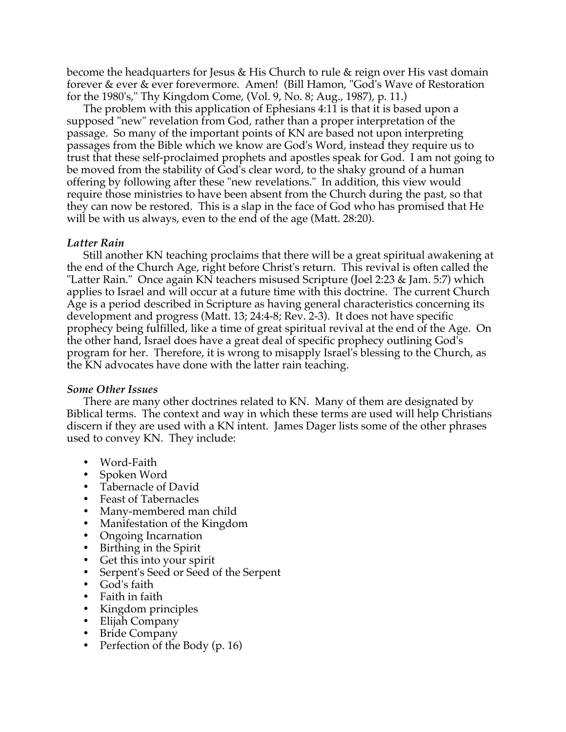become the headquarters for Jesus & His Church to rule & reign over His vast domain forever & ever & ever forevermore. Amen! (Bill Hamon, "God's Wave of Restoration for the 1980's," Thy Kingdom Come, (Vol. 9, No. 8; Aug., 1987), p. 11.)

The problem with this application of Ephesians 4:11 is that it is based upon a supposed "new" revelation from God, rather than a proper interpretation of the passage. So many of the important points of KN are based not upon interpreting passages from the Bible which we know are God's Word, instead they require us to trust that these self-proclaimed prophets and apostles speak for God. I am not going to be moved from the stability of God's clear word, to the shaky ground of a human offering by following after these "new revelations." In addition, this view would require those ministries to have been absent from the Church during the past, so that they can now be restored. This is a slap in the face of God who has promised that He will be with us always, even to the end of the age (Matt. 28:20).

### *Latter Rain*

Still another KN teaching proclaims that there will be a great spiritual awakening at the end of the Church Age, right before Christ's return. This revival is often called the "Latter Rain." Once again KN teachers misused Scripture (Joel 2:23 & Jam. 5:7) which applies to Israel and will occur at a future time with this doctrine. The current Church Age is a period described in Scripture as having general characteristics concerning its development and progress (Matt. 13; 24:4-8; Rev. 2-3). It does not have specific prophecy being fulfilled, like a time of great spiritual revival at the end of the Age. On the other hand, Israel does have a great deal of specific prophecy outlining God's program for her. Therefore, it is wrong to misapply Israel's blessing to the Church, as the KN advocates have done with the latter rain teaching.

### *Some Other Issues*

There are many other doctrines related to KN. Many of them are designated by Biblical terms. The context and way in which these terms are used will help Christians discern if they are used with a KN intent. James Dager lists some of the other phrases used to convey KN. They include:

- Word-Faith
- Spoken Word
- Tabernacle of David
- Feast of Tabernacles
- Many-membered man child
- Manifestation of the Kingdom
- Ongoing Incarnation
- Birthing in the Spirit
- Get this into your spirit
- Serpent's Seed or Seed of the Serpent
- God's faith
- Faith in faith
- Kingdom principles
- Elijah Company
- Bride Company
- Perfection of the Body (p. 16)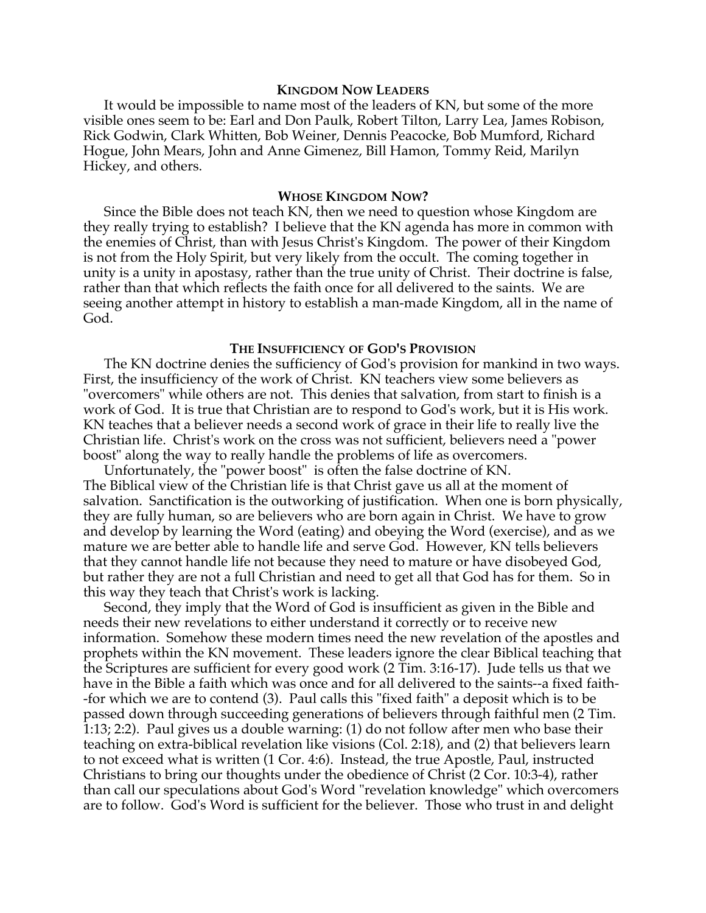### Kingdom Now Leaders

It would be impossible to name most of the leaders of KN, but some of the more visible ones seem to be: Earl and Don Paulk, Robert Tilton, Larry Lea, James Robison, Rick Godwin, Clark Whitten, Bob Weiner, Dennis Peacocke, Bob Mumford, Richard Hogue, John Mears, John and Anne Gimenez, Bill Hamon, Tommy Reid, Marilyn Hickey, and others.

### Whose Kingdom Now?

Since the Bible does not teach KN, then we need to question whose Kingdom are they really trying to establish? I believe that the KN agenda has more in common with the enemies of Christ, than with Jesus Christ's Kingdom. The power of their Kingdom is not from the Holy Spirit, but very likely from the occult. The coming together in unity is a unity in apostasy, rather than the true unity of Christ. Their doctrine is false, rather than that which reflects the faith once for all delivered to the saints. We are seeing another attempt in history to establish a man-made Kingdom, all in the name of God.

### The Insufficiency of God's Provision

The KN doctrine denies the sufficiency of God's provision for mankind in two ways. First, the insufficiency of the work of Christ. KN teachers view some believers as "overcomers" while others are not. This denies that salvation, from start to finish is a work of God. It is true that Christian are to respond to God's work, but it is His work. KN teaches that a believer needs a second work of grace in their life to really live the Christian life. Christ's work on the cross was not sufficient, believers need a "power boost" along the way to really handle the problems of life as overcomers.

Unfortunately, the "power boost" is often the false doctrine of KN. The Biblical view of the Christian life is that Christ gave us all at the moment of salvation. Sanctification is the outworking of justification. When one is born physically, they are fully human, so are believers who are born again in Christ. We have to grow and develop by learning the Word (eating) and obeying the Word (exercise), and as we mature we are better able to handle life and serve God. However, KN tells believers that they cannot handle life not because they need to mature or have disobeyed God, but rather they are not a full Christian and need to get all that God has for them. So in this way they teach that Christ's work is lacking.

Second, they imply that the Word of God is insufficient as given in the Bible and needs their new revelations to either understand it correctly or to receive new information. Somehow these modern times need the new revelation of the apostles and prophets within the KN movement. These leaders ignore the clear Biblical teaching that the Scriptures are sufficient for every good work (2 Tim. 3:16-17). Jude tells us that we have in the Bible a faith which was once and for all delivered to the saints--a fixed faith--for which we are to contend (3). Paul calls this "fixed faith" a deposit which is to be passed down through succeeding generations of believers through faithful men (2 Tim. 1:13; 2:2). Paul gives us a double warning: (1) do not follow after men who base their teaching on extra-biblical revelation like visions (Col. 2:18), and (2) that believers learn to not exceed what is written (1 Cor. 4:6). Instead, the true Apostle, Paul, instructed Christians to bring our thoughts under the obedience of Christ (2 Cor. 10:3-4), rather than call our speculations about God's Word "revelation knowledge" which overcomers are to follow. God's Word is sufficient for the believer. Those who trust in and delight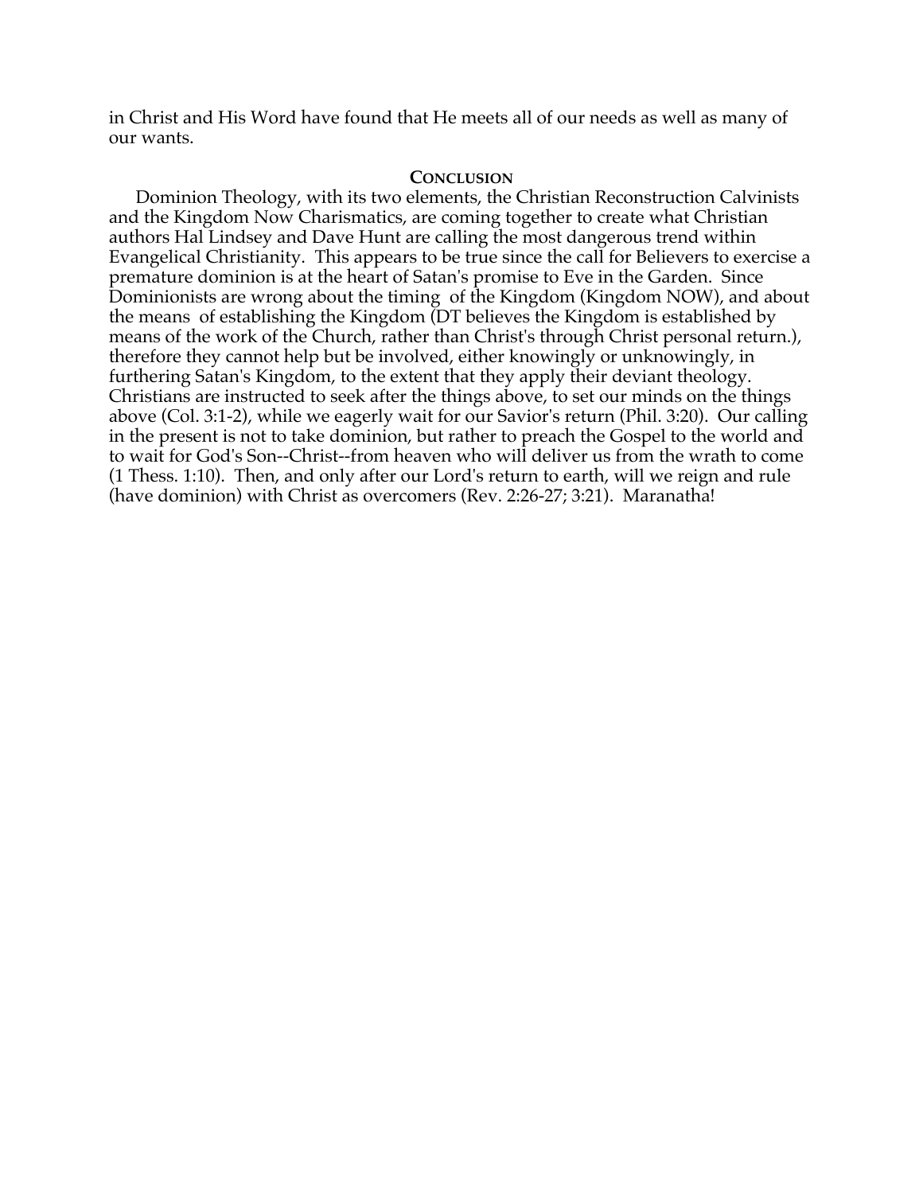in Christ and His Word have found that He meets all of our needs as well as many of our wants.

## Conclusion

Dominion Theology, with its two elements, the Christian Reconstruction Calvinists and the Kingdom Now Charismatics, are coming together to create what Christian authors Hal Lindsey and Dave Hunt are calling the most dangerous trend within Evangelical Christianity. This appears to be true since the call for Believers to exercise a premature dominion is at the heart of Satan's promise to Eve in the Garden. Since Dominionists are wrong about the timing of the Kingdom (Kingdom NOW), and about the means of establishing the Kingdom (DT believes the Kingdom is established by means of the work of the Church, rather than Christ's through Christ personal return.), therefore they cannot help but be involved, either knowingly or unknowingly, in furthering Satan's Kingdom, to the extent that they apply their deviant theology. Christians are instructed to seek after the things above, to set our minds on the things above (Col. 3:1-2), while we eagerly wait for our Savior's return (Phil. 3:20). Our calling in the present is not to take dominion, but rather to preach the Gospel to the world and to wait for God's Son--Christ--from heaven who will deliver us from the wrath to come (1 Thess. 1:10). Then, and only after our Lord's return to earth, will we reign and rule (have dominion) with Christ as overcomers (Rev. 2:26-27; 3:21). Maranatha!